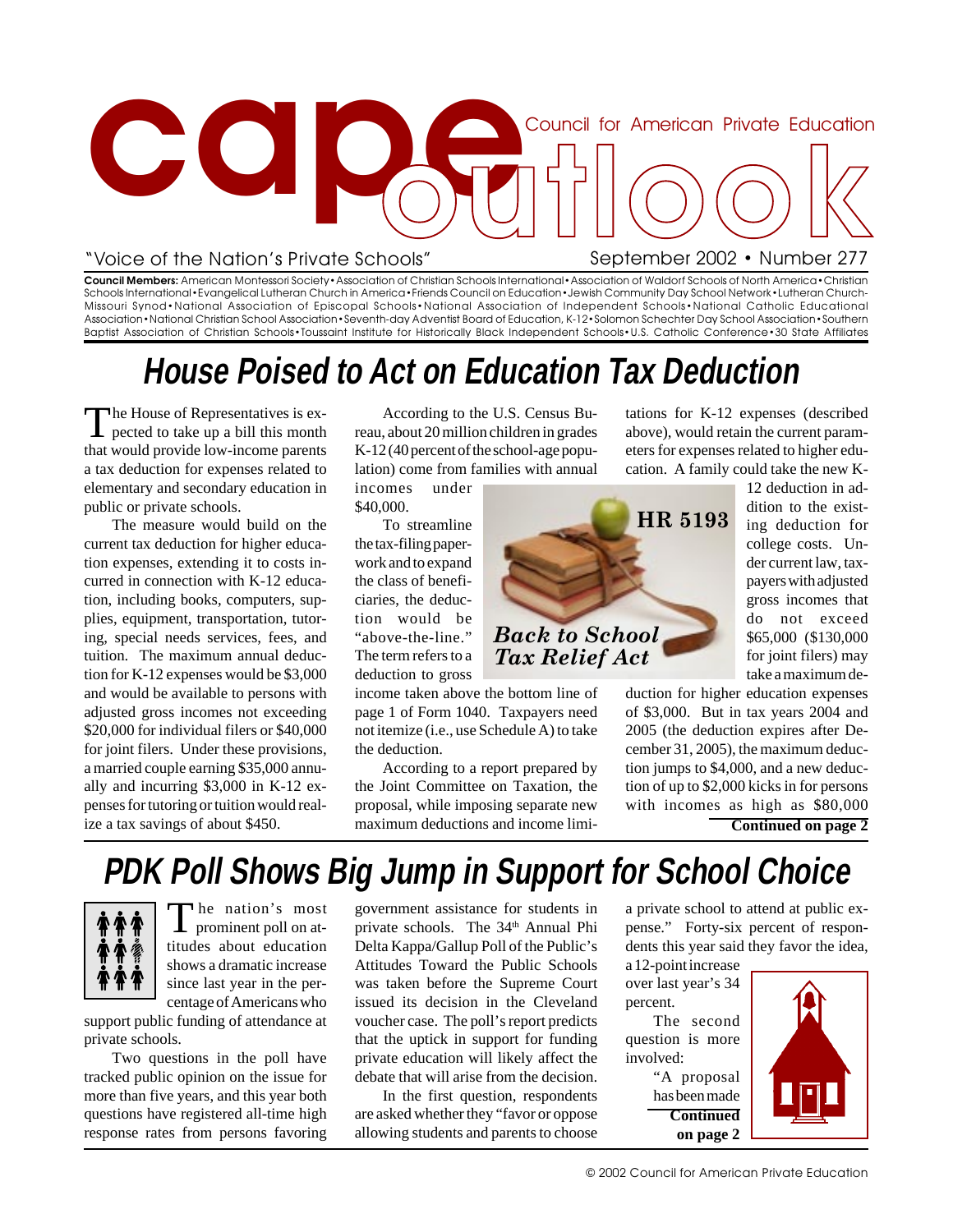# CAPE Outlook

Council for American Private Education

"Voice of the Nation's Private Schools"

September 2002 • Number 277

**Council Members:** American Montessori Society • Association of Christian Schools International • Association of Waldorf Schools of North America • Christian Schools International • Evangelical Lutheran Church in America • Friends Council on Education • Jewish Community Day School Network • Lutheran Church-Missouri Synod • National Association of Episcopal Schools • National Association of Independent Schools • National Catholic Educational Association • National Christian School Association • Seventh-day Adventist Board of Education, K-12 • Solomon Schechter Day School Association • Southern Baptist Association of Christian Schools • Toussaint Institute for Historically Black Independent Schools • U.S. Catholic Conference • 30 State Affiliates

## House Poised to Act on Education Tax Deduction

The House of Representatives is expected to take up a bill this month that would provide low-income parents a tax deduction for expenses related to elementary and secondary education in public or private schools.

The measure would build on the current tax deduction for higher education expenses, extending it to costs incurred in connection with K-12 education, including books, computers, supplies, equipment, transportation, tutoring, special needs services, fees, and tuition. The maximum annual deduction for K-12 expenses would be $3,000 and would be available to persons with adjusted gross incomes not exceeding $20,000 for individual filers or $40,000 for joint filers. Under these provisions, a married couple earning $35,000 annually and incurring $3,000 in K-12 expenses for tutoring or tuition would realize a tax savings of about $450.

According to the U.S. Census Bureau, about 20 million children in grades K-12 (40 percent of the school-age population) come from families with annual incomes under $40,000.

**HR 5193**

***Back to School Tax Relief Act***

To streamline the tax-filing paperwork and to expand the class of beneficiaries, the deduction would be "above-the-line." The term refers to a deduction to gross income taken above the bottom line of page 1 of Form 1040. Taxpayers need not itemize (i.e., use Schedule A) to take the deduction.

According to a report prepared by the Joint Committee on Taxation, the proposal, while imposing separate new maximum deductions and income limitations for K-12 expenses (described above), would retain the current parameters for expenses related to higher education. A family could take the new K-12 deduction in addition to the existing deduction for college costs. Under current law, taxpayers with adjusted gross incomes that do not exceed $65,000 ($130,000 for joint filers) may take a maximum deduction for higher education expenses of $3,000. But in tax years 2004 and 2005 (the deduction expires after December 31, 2005), the maximum deduction jumps to $4,000, and a new deduction of up to $2,000 kicks in for persons with incomes as high as $80,000

**Continued on page 2**

## PDK Poll Shows Big Jump in Support for School Choice

The nation's most prominent poll on attitudes about education shows a dramatic increase since last year in the percentage of Americans who support public funding of attendance at private schools.

Two questions in the poll have tracked public opinion on the issue for more than five years, and this year both questions have registered all-time high response rates from persons favoring government assistance for students in private schools. The 34th Annual Phi Delta Kappa/Gallup Poll of the Public's Attitudes Toward the Public Schools was taken before the Supreme Court issued its decision in the Cleveland voucher case. The poll's report predicts that the uptick in support for funding private education will likely affect the debate that will arise from the decision.

In the first question, respondents are asked whether they "favor or oppose allowing students and parents to choose a private school to attend at public expense." Forty-six percent of respondents this year said they favor the idea, a 12-point increase over last year's 34 percent.

The second question is more involved:

"A proposal has been made

**Continued on page 2**

© 2002 Council for American Private Education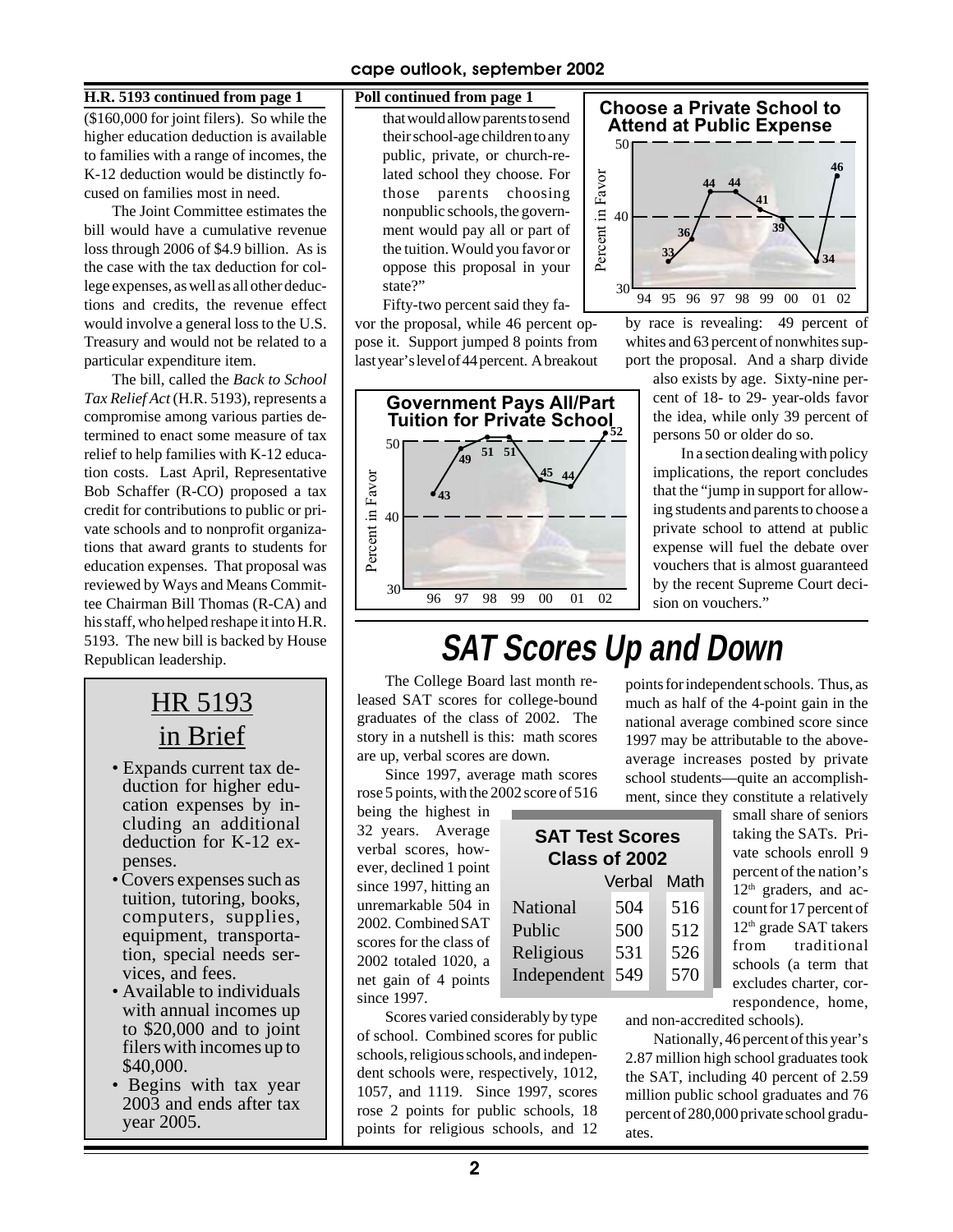**H.R. 5193 continued from page 1**

($160,000 for joint filers). So while the higher education deduction is available to families with a range of incomes, the K-12 deduction would be distinctly focused on families most in need.

The Joint Committee estimates the bill would have a cumulative revenue loss through 2006 of $4.9 billion. As is the case with the tax deduction for college expenses, as well as all other deductions and credits, the revenue effect would involve a general loss to the U.S. Treasury and would not be related to a particular expenditure item.

The bill, called the *Back to School Tax Relief Act* (H.R. 5193), represents a compromise among various parties determined to enact some measure of tax relief to help families with K-12 education costs. Last April, Representative Bob Schaffer (R-CO) proposed a tax credit for contributions to public or private schools and to nonprofit organizations that award grants to students for education expenses. That proposal was reviewed by Ways and Means Committee Chairman Bill Thomas (R-CA) and his staff, who helped reshape it into H.R. 5193. The new bill is backed by House Republican leadership.

## HR 5193 in Brief

- Expands current tax deduction for higher education expenses by including an additional deduction for K-12 expenses.
- Covers expenses such as tuition, tutoring, books, computers, supplies, equipment, transportation, special needs services, and fees.
- Available to individuals with annual incomes up to $20,000 and to joint filers with incomes up to $40,000.
- Begins with tax year 2003 and ends after tax year 2005.

**Poll continued from page 1**

that would allow parents to send their school-age children to any public, private, or church-related school they choose. For those parents choosing nonpublic schools, the government would pay all or part of the tuition. Would you favor or oppose this proposal in your state?"

Fifty-two percent said they favor the proposal, while 46 percent oppose it. Support jumped 8 points from last year's level of 44 percent. A breakout by race is revealing: 49 percent of whites and 63 percent of nonwhites support the proposal. And a sharp divide also exists by age. Sixty-nine percent of 18- to 29- year-olds favor the idea, while only 39 percent of persons 50 or older do so.

In a section dealing with policy implications, the report concludes that the "jump in support for allowing students and parents to choose a private school to attend at public expense will fuel the debate over vouchers that is almost guaranteed by the recent Supreme Court decision on vouchers."

**Choose a Private School to Attend at Public Expense** (Percent in Favor)

| Year | 94 | 95 | 96 | 97 | 98 | 99 | 00 | 01 | 02 |
|---|---|---|---|---|---|---|---|---|---|
| Percent | 33 | 36 | 44 | 44 | 41 | 39 | | 34 | 46 |

**Government Pays All/Part Tuition for Private School** (Percent in Favor)

| Year | 96 | 97 | 98 | 99 | 00 | 01 | 02 |
|---|---|---|---|---|---|---|---|
| Percent | 43 | 49 | 51 | 51 | 45 | 44 | 52 |

# SAT Scores Up and Down

The College Board last month released SAT scores for college-bound graduates of the class of 2002. The story in a nutshell is this: math scores are up, verbal scores are down.

Since 1997, average math scores rose 5 points, with the 2002 score of 516 being the highest in 32 years. Average verbal scores, however, declined 1 point since 1997, hitting an unremarkable 504 in 2002. Combined SAT scores for the class of 2002 totaled 1020, a net gain of 4 points since 1997.

Scores varied considerably by type of school. Combined scores for public schools, religious schools, and independent schools were, respectively, 1012, 1057, and 1119. Since 1997, scores rose 2 points for public schools, 18 points for religious schools, and 12 points for independent schools. Thus, as much as half of the 4-point gain in the national average combined score since 1997 may be attributable to the above-average increases posted by private school students—quite an accomplishment, since they constitute a relatively small share of seniors taking the SATs. Private schools enroll 9 percent of the nation's 12th graders, and account for 17 percent of 12th grade SAT takers from traditional schools (a term that excludes charter, correspondence, home, and non-accredited schools).

**SAT Test Scores Class of 2002**

| | Verbal | Math |
|---|---|---|
| National | 504 | 516 |
| Public | 500 | 512 |
| Religious | 531 | 526 |
| Independent | 549 | 570 |

Nationally, 46 percent of this year's 2.87 million high school graduates took the SAT, including 40 percent of 2.59 million public school graduates and 76 percent of 280,000 private school graduates.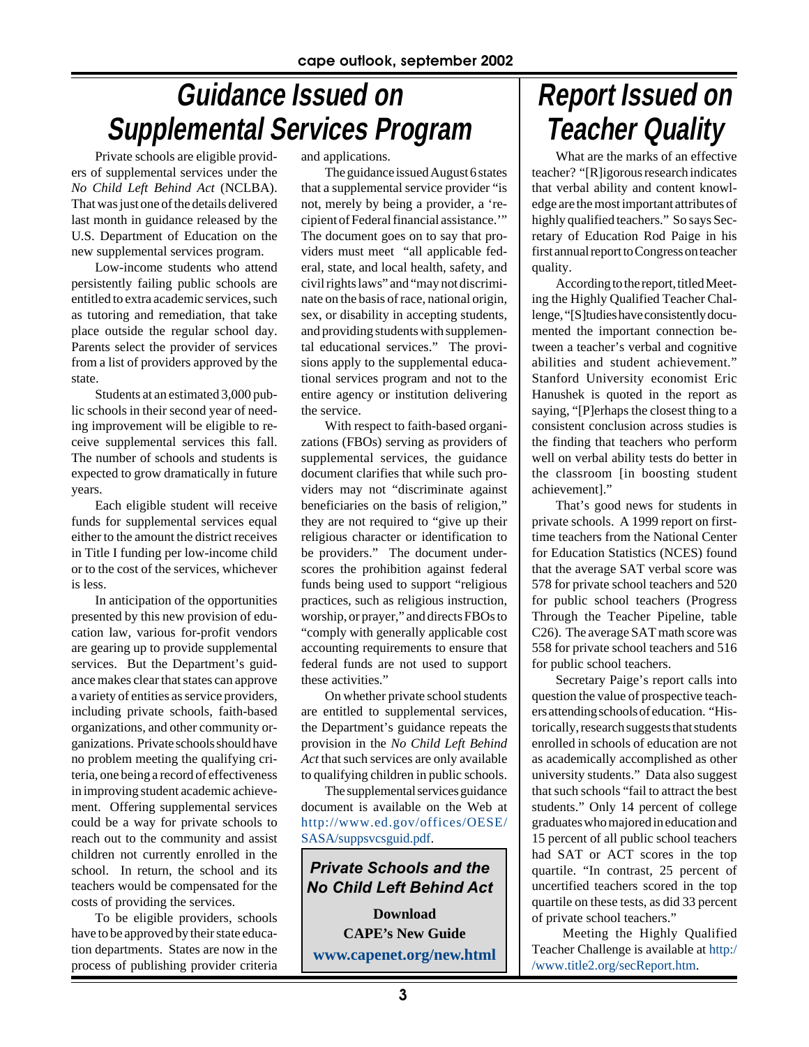# Guidance Issued on Supplemental Services Program

Private schools are eligible providers of supplemental services under the *No Child Left Behind Act* (NCLBA). That was just one of the details delivered last month in guidance released by the U.S. Department of Education on the new supplemental services program.

Low-income students who attend persistently failing public schools are entitled to extra academic services, such as tutoring and remediation, that take place outside the regular school day. Parents select the provider of services from a list of providers approved by the state.

Students at an estimated 3,000 public schools in their second year of needing improvement will be eligible to receive supplemental services this fall. The number of schools and students is expected to grow dramatically in future years.

Each eligible student will receive funds for supplemental services equal either to the amount the district receives in Title I funding per low-income child or to the cost of the services, whichever is less.

In anticipation of the opportunities presented by this new provision of education law, various for-profit vendors are gearing up to provide supplemental services. But the Department's guidance makes clear that states can approve a variety of entities as service providers, including private schools, faith-based organizations, and other community organizations. Private schools should have no problem meeting the qualifying criteria, one being a record of effectiveness in improving student academic achievement. Offering supplemental services could be a way for private schools to reach out to the community and assist children not currently enrolled in the school. In return, the school and its teachers would be compensated for the costs of providing the services.

To be eligible providers, schools have to be approved by their state education departments. States are now in the process of publishing provider criteria and applications.

The guidance issued August 6 states that a supplemental service provider "is not, merely by being a provider, a 'recipient of Federal financial assistance.'" The document goes on to say that providers must meet "all applicable federal, state, and local health, safety, and civil rights laws" and "may not discriminate on the basis of race, national origin, sex, or disability in accepting students, and providing students with supplemental educational services." The provisions apply to the supplemental educational services program and not to the entire agency or institution delivering the service.

With respect to faith-based organizations (FBOs) serving as providers of supplemental services, the guidance document clarifies that while such providers may not "discriminate against beneficiaries on the basis of religion," they are not required to "give up their religious character or identification to be providers." The document underscores the prohibition against federal funds being used to support "religious practices, such as religious instruction, worship, or prayer," and directs FBOs to "comply with generally applicable cost accounting requirements to ensure that federal funds are not used to support these activities."

On whether private school students are entitled to supplemental services, the Department's guidance repeats the provision in the *No Child Left Behind Act* that such services are only available to qualifying children in public schools.

The supplemental services guidance document is available on the Web at http://www.ed.gov/offices/OESE/SASA/suppsvcsguid.pdf.

***Private Schools and the No Child Left Behind Act***

**Download**
**CAPE's New Guide**
**www.capenet.org/new.html**

# Report Issued on Teacher Quality

What are the marks of an effective teacher? "[R]igorous research indicates that verbal ability and content knowledge are the most important attributes of highly qualified teachers." So says Secretary of Education Rod Paige in his first annual report to Congress on teacher quality.

According to the report, titled Meeting the Highly Qualified Teacher Challenge, "[S]tudies have consistently documented the important connection between a teacher's verbal and cognitive abilities and student achievement." Stanford University economist Eric Hanushek is quoted in the report as saying, "[P]erhaps the closest thing to a consistent conclusion across studies is the finding that teachers who perform well on verbal ability tests do better in the classroom [in boosting student achievement]."

That's good news for students in private schools. A 1999 report on first-time teachers from the National Center for Education Statistics (NCES) found that the average SAT verbal score was 578 for private school teachers and 520 for public school teachers (Progress Through the Teacher Pipeline, table C26). The average SAT math score was 558 for private school teachers and 516 for public school teachers.

Secretary Paige's report calls into question the value of prospective teachers attending schools of education. "Historically, research suggests that students enrolled in schools of education are not as academically accomplished as other university students." Data also suggest that such schools "fail to attract the best students." Only 14 percent of college graduates who majored in education and 15 percent of all public school teachers had SAT or ACT scores in the top quartile. "In contrast, 25 percent of uncertified teachers scored in the top quartile on these tests, as did 33 percent of private school teachers."

Meeting the Highly Qualified Teacher Challenge is available at http://www.title2.org/secReport.htm.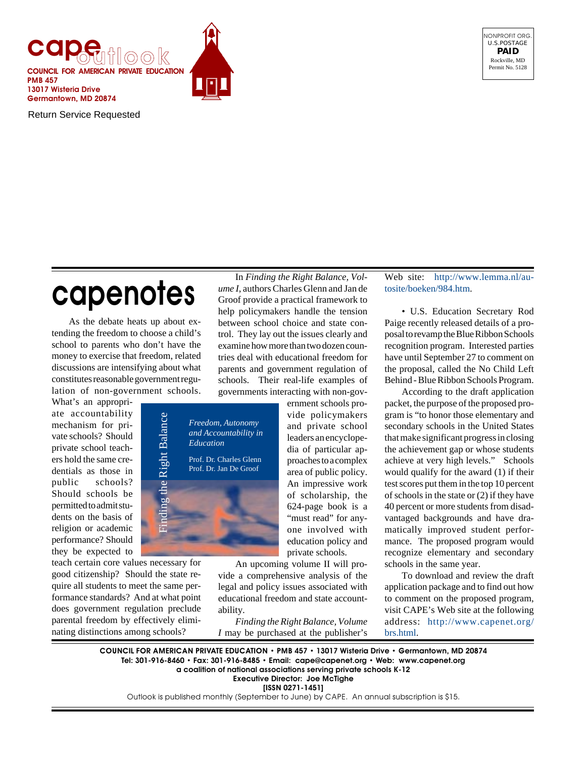**cape** outlook

**COUNCIL FOR AMERICAN PRIVATE EDUCATION**
**PMB 457**
**13017 Wisteria Drive**
**Germantown, MD 20874**

Return Service Requested

NONPROFIT ORG.
U.S.POSTAGE
**PAID**
Rockville, MD
Permit No. 5128

# capenotes

As the debate heats up about extending the freedom to choose a child's school to parents who don't have the money to exercise that freedom, related discussions are intensifying about what constitutes reasonable government regulation of non-government schools. What's an appropriate accountability mechanism for private schools? Should private school teachers hold the same credentials as those in public schools? Should schools be permitted to admit students on the basis of religion or academic performance? Should they be expected to teach certain core values necessary for good citizenship? Should the state require all students to meet the same performance standards? And at what point does government regulation preclude parental freedom by effectively eliminating distinctions among schools?

Finding the Right Balance

*Freedom, Autonomy and Accountability in Education*

Prof. Dr. Charles Glenn
Prof. Dr. Jan De Groof

In *Finding the Right Balance, Volume I*, authors Charles Glenn and Jan de Groof provide a practical framework to help policymakers handle the tension between school choice and state control. They lay out the issues clearly and examine how more than two dozen countries deal with educational freedom for parents and government regulation of schools. Their real-life examples of governments interacting with non-government schools provide policymakers and private school leaders an encyclopedia of particular approaches to a complex area of public policy. An impressive work of scholarship, the 624-page book is a "must read" for anyone involved with education policy and private schools.

An upcoming volume II will provide a comprehensive analysis of the legal and policy issues associated with educational freedom and state accountability.

*Finding the Right Balance, Volume I* may be purchased at the publisher's Web site: http://www.lemma.nl/autosite/boeken/984.htm.

• U.S. Education Secretary Rod Paige recently released details of a proposal to revamp the Blue Ribbon Schools recognition program. Interested parties have until September 27 to comment on the proposal, called the No Child Left Behind - Blue Ribbon Schools Program.

According to the draft application packet, the purpose of the proposed program is "to honor those elementary and secondary schools in the United States that make significant progress in closing the achievement gap or whose students achieve at very high levels." Schools would qualify for the award (1) if their test scores put them in the top 10 percent of schools in the state or (2) if they have 40 percent or more students from disadvantaged backgrounds and have dramatically improved student performance. The proposed program would recognize elementary and secondary schools in the same year.

To download and review the draft application package and to find out how to comment on the proposed program, visit CAPE's Web site at the following address: http://www.capenet.org/brs.html.

**COUNCIL FOR AMERICAN PRIVATE EDUCATION • PMB 457 • 13017 Wisteria Drive • Germantown, MD 20874**
**Tel: 301-916-8460 • Fax: 301-916-8485 • Email: cape@capenet.org • Web: www.capenet.org**
**a coalition of national associations serving private schools K-12**
**Executive Director: Joe McTighe**
**[ISSN 0271-1451]**
Outlook is published monthly (September to June) by CAPE. An annual subscription is $15.